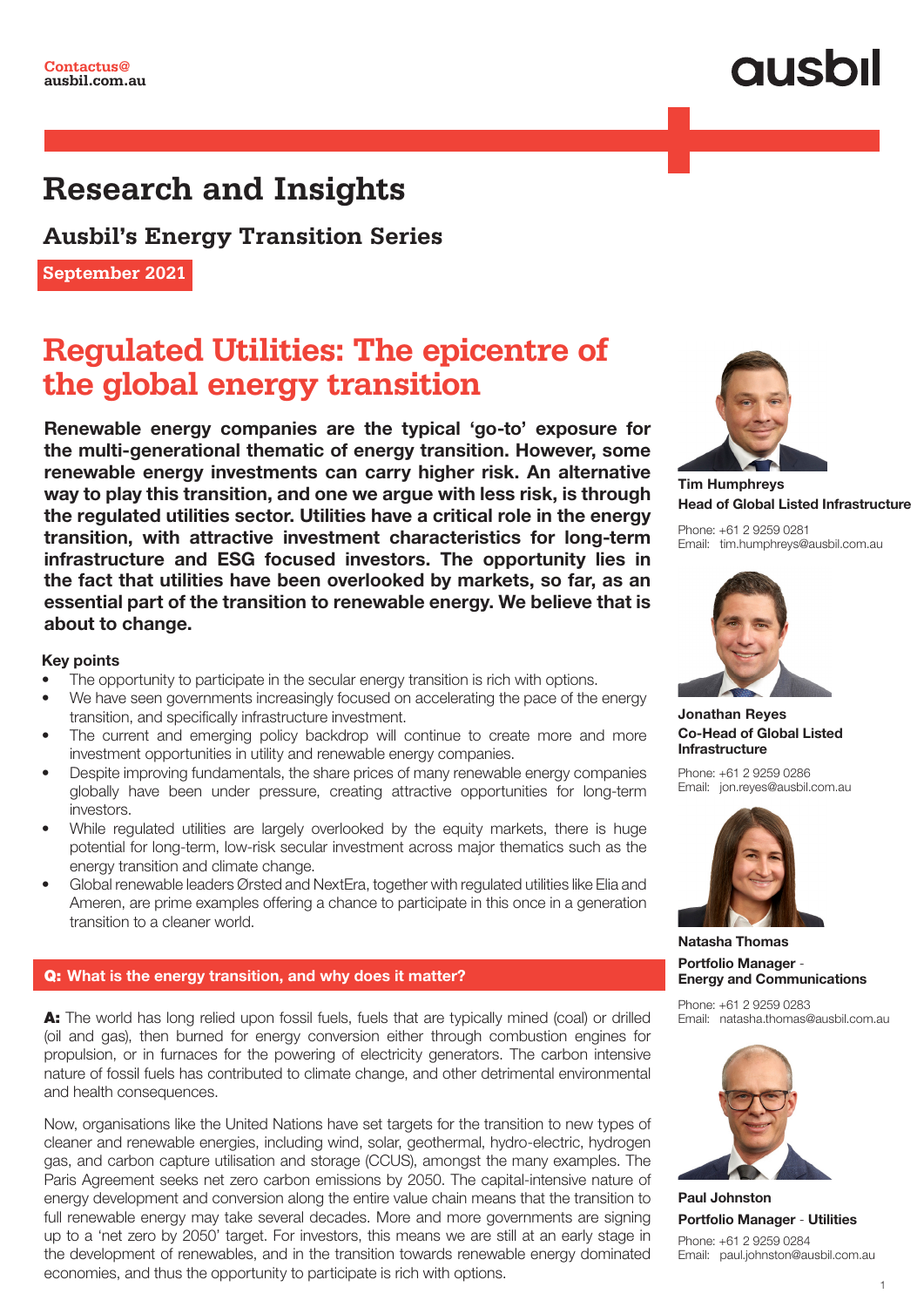Contactus@
ausbil.com.au

ausbil

# Research and Insights

## Ausbil's Energy Transition Series

September 2021

# Regulated Utilities: The epicentre of the global energy transition

**Renewable energy companies are the typical 'go-to' exposure for the multi-generational thematic of energy transition. However, some renewable energy investments can carry higher risk. An alternative way to play this transition, and one we argue with less risk, is through the regulated utilities sector. Utilities have a critical role in the energy transition, with attractive investment characteristics for long-term infrastructure and ESG focused investors. The opportunity lies in the fact that utilities have been overlooked by markets, so far, as an essential part of the transition to renewable energy. We believe that is about to change.**

**Key points**

- The opportunity to participate in the secular energy transition is rich with options.
- We have seen governments increasingly focused on accelerating the pace of the energy transition, and specifically infrastructure investment.
- The current and emerging policy backdrop will continue to create more and more investment opportunities in utility and renewable energy companies.
- Despite improving fundamentals, the share prices of many renewable energy companies globally have been under pressure, creating attractive opportunities for long-term investors.
- While regulated utilities are largely overlooked by the equity markets, there is huge potential for long-term, low-risk secular investment across major thematics such as the energy transition and climate change.
- Global renewable leaders Ørsted and NextEra, together with regulated utilities like Elia and Ameren, are prime examples offering a chance to participate in this once in a generation transition to a cleaner world.

### Q: What is the energy transition, and why does it matter?

**A:** The world has long relied upon fossil fuels, fuels that are typically mined (coal) or drilled (oil and gas), then burned for energy conversion either through combustion engines for propulsion, or in furnaces for the powering of electricity generators. The carbon intensive nature of fossil fuels has contributed to climate change, and other detrimental environmental and health consequences.

Now, organisations like the United Nations have set targets for the transition to new types of cleaner and renewable energies, including wind, solar, geothermal, hydro-electric, hydrogen gas, and carbon capture utilisation and storage (CCUS), amongst the many examples. The Paris Agreement seeks net zero carbon emissions by 2050. The capital-intensive nature of energy development and conversion along the entire value chain means that the transition to full renewable energy may take several decades. More and more governments are signing up to a 'net zero by 2050' target. For investors, this means we are still at an early stage in the development of renewables, and in the transition towards renewable energy dominated economies, and thus the opportunity to participate is rich with options.

**Tim Humphreys**
**Head of Global Listed Infrastructure**
Phone: +61 2 9259 0281
Email: tim.humphreys@ausbil.com.au

**Jonathan Reyes**
**Co-Head of Global Listed Infrastructure**
Phone: +61 2 9259 0286
Email: jon.reyes@ausbil.com.au

**Natasha Thomas**
**Portfolio Manager - Energy and Communications**
Phone: +61 2 9259 0283
Email: natasha.thomas@ausbil.com.au

**Paul Johnston**
**Portfolio Manager - Utilities**
Phone: +61 2 9259 0284
Email: paul.johnston@ausbil.com.au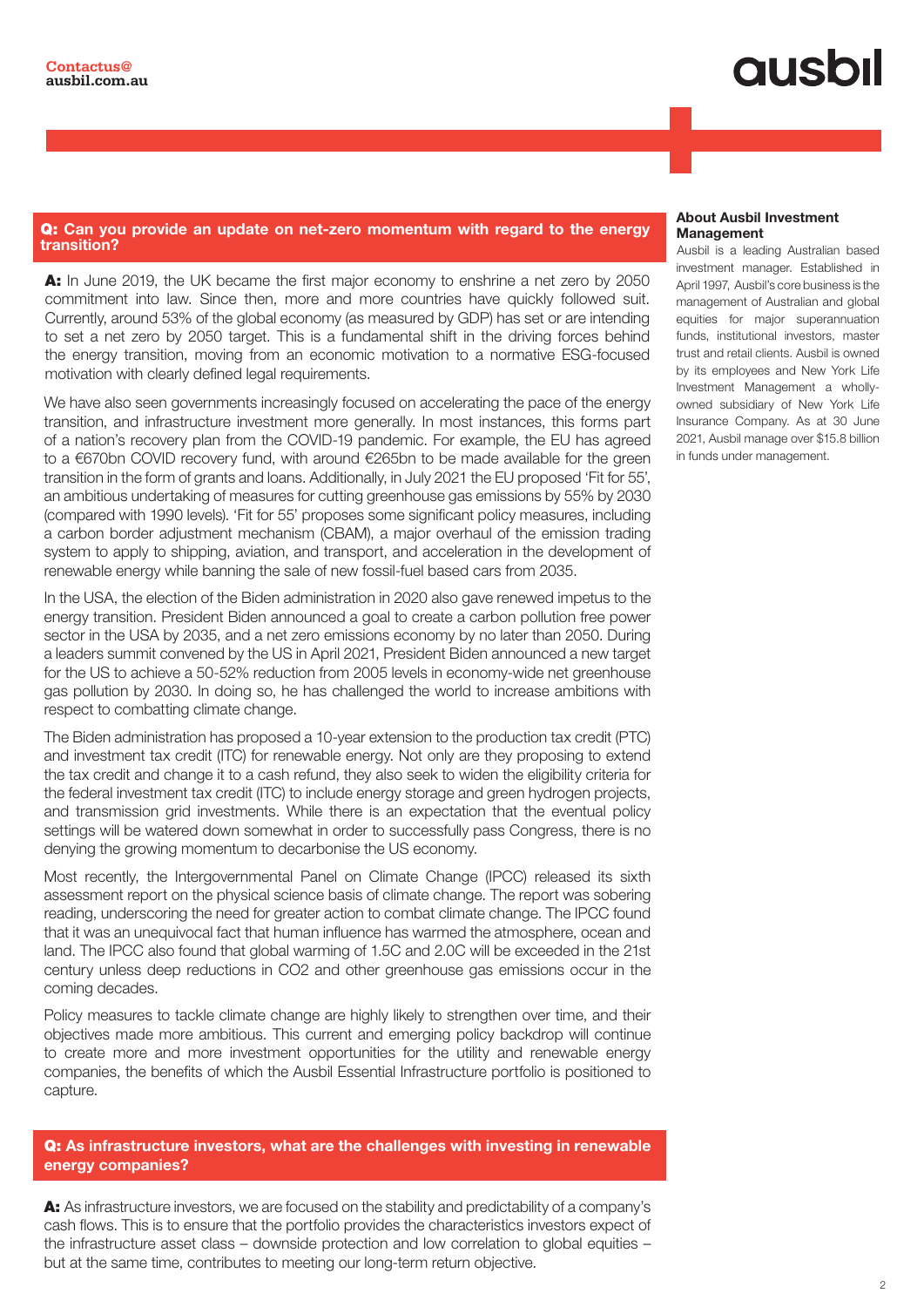Contactus@
ausbil.com.au

## Q: Can you provide an update on net-zero momentum with regard to the energy transition?

**A:** In June 2019, the UK became the first major economy to enshrine a net zero by 2050 commitment into law. Since then, more and more countries have quickly followed suit. Currently, around 53% of the global economy (as measured by GDP) has set or are intending to set a net zero by 2050 target. This is a fundamental shift in the driving forces behind the energy transition, moving from an economic motivation to a normative ESG-focused motivation with clearly defined legal requirements.

We have also seen governments increasingly focused on accelerating the pace of the energy transition, and infrastructure investment more generally. In most instances, this forms part of a nation's recovery plan from the COVID-19 pandemic. For example, the EU has agreed to a €670bn COVID recovery fund, with around €265bn to be made available for the green transition in the form of grants and loans. Additionally, in July 2021 the EU proposed 'Fit for 55', an ambitious undertaking of measures for cutting greenhouse gas emissions by 55% by 2030 (compared with 1990 levels). 'Fit for 55' proposes some significant policy measures, including a carbon border adjustment mechanism (CBAM), a major overhaul of the emission trading system to apply to shipping, aviation, and transport, and acceleration in the development of renewable energy while banning the sale of new fossil-fuel based cars from 2035.

In the USA, the election of the Biden administration in 2020 also gave renewed impetus to the energy transition. President Biden announced a goal to create a carbon pollution free power sector in the USA by 2035, and a net zero emissions economy by no later than 2050. During a leaders summit convened by the US in April 2021, President Biden announced a new target for the US to achieve a 50-52% reduction from 2005 levels in economy-wide net greenhouse gas pollution by 2030. In doing so, he has challenged the world to increase ambitions with respect to combatting climate change.

The Biden administration has proposed a 10-year extension to the production tax credit (PTC) and investment tax credit (ITC) for renewable energy. Not only are they proposing to extend the tax credit and change it to a cash refund, they also seek to widen the eligibility criteria for the federal investment tax credit (ITC) to include energy storage and green hydrogen projects, and transmission grid investments. While there is an expectation that the eventual policy settings will be watered down somewhat in order to successfully pass Congress, there is no denying the growing momentum to decarbonise the US economy.

Most recently, the Intergovernmental Panel on Climate Change (IPCC) released its sixth assessment report on the physical science basis of climate change. The report was sobering reading, underscoring the need for greater action to combat climate change. The IPCC found that it was an unequivocal fact that human influence has warmed the atmosphere, ocean and land. The IPCC also found that global warming of 1.5C and 2.0C will be exceeded in the 21st century unless deep reductions in $CO_2$ and other greenhouse gas emissions occur in the coming decades.

Policy measures to tackle climate change are highly likely to strengthen over time, and their objectives made more ambitious. This current and emerging policy backdrop will continue to create more and more investment opportunities for the utility and renewable energy companies, the benefits of which the Ausbil Essential Infrastructure portfolio is positioned to capture.

## Q: As infrastructure investors, what are the challenges with investing in renewable energy companies?

**A:** As infrastructure investors, we are focused on the stability and predictability of a company's cash flows. This is to ensure that the portfolio provides the characteristics investors expect of the infrastructure asset class – downside protection and low correlation to global equities – but at the same time, contributes to meeting our long-term return objective.

### About Ausbil Investment Management

Ausbil is a leading Australian based investment manager. Established in April 1997, Ausbil's core business is the management of Australian and global equities for major superannuation funds, institutional investors, master trust and retail clients. Ausbil is owned by its employees and New York Life Investment Management a wholly-owned subsidiary of New York Life Insurance Company. As at 30 June 2021, Ausbil manage over $15.8 billion in funds under management.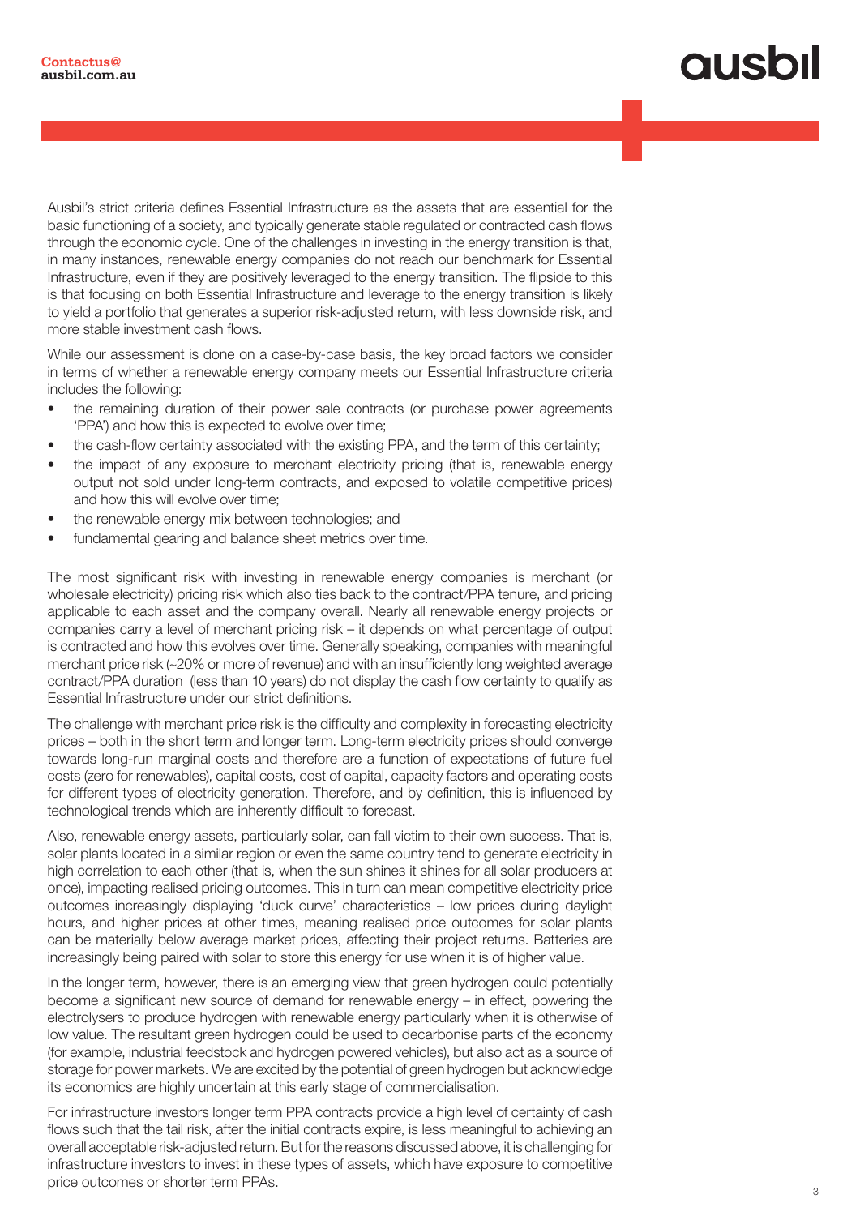Ausbil's strict criteria defines Essential Infrastructure as the assets that are essential for the basic functioning of a society, and typically generate stable regulated or contracted cash flows through the economic cycle. One of the challenges in investing in the energy transition is that, in many instances, renewable energy companies do not reach our benchmark for Essential Infrastructure, even if they are positively leveraged to the energy transition. The flipside to this is that focusing on both Essential Infrastructure and leverage to the energy transition is likely to yield a portfolio that generates a superior risk-adjusted return, with less downside risk, and more stable investment cash flows.

While our assessment is done on a case-by-case basis, the key broad factors we consider in terms of whether a renewable energy company meets our Essential Infrastructure criteria includes the following:

- the remaining duration of their power sale contracts (or purchase power agreements 'PPA') and how this is expected to evolve over time;
- the cash-flow certainty associated with the existing PPA, and the term of this certainty;
- the impact of any exposure to merchant electricity pricing (that is, renewable energy output not sold under long-term contracts, and exposed to volatile competitive prices) and how this will evolve over time;
- the renewable energy mix between technologies; and
- fundamental gearing and balance sheet metrics over time.

The most significant risk with investing in renewable energy companies is merchant (or wholesale electricity) pricing risk which also ties back to the contract/PPA tenure, and pricing applicable to each asset and the company overall. Nearly all renewable energy projects or companies carry a level of merchant pricing risk – it depends on what percentage of output is contracted and how this evolves over time. Generally speaking, companies with meaningful merchant price risk (~20% or more of revenue) and with an insufficiently long weighted average contract/PPA duration (less than 10 years) do not display the cash flow certainty to qualify as Essential Infrastructure under our strict definitions.

The challenge with merchant price risk is the difficulty and complexity in forecasting electricity prices – both in the short term and longer term. Long-term electricity prices should converge towards long-run marginal costs and therefore are a function of expectations of future fuel costs (zero for renewables), capital costs, cost of capital, capacity factors and operating costs for different types of electricity generation. Therefore, and by definition, this is influenced by technological trends which are inherently difficult to forecast.

Also, renewable energy assets, particularly solar, can fall victim to their own success. That is, solar plants located in a similar region or even the same country tend to generate electricity in high correlation to each other (that is, when the sun shines it shines for all solar producers at once), impacting realised pricing outcomes. This in turn can mean competitive electricity price outcomes increasingly displaying 'duck curve' characteristics – low prices during daylight hours, and higher prices at other times, meaning realised price outcomes for solar plants can be materially below average market prices, affecting their project returns. Batteries are increasingly being paired with solar to store this energy for use when it is of higher value.

In the longer term, however, there is an emerging view that green hydrogen could potentially become a significant new source of demand for renewable energy – in effect, powering the electrolysers to produce hydrogen with renewable energy particularly when it is otherwise of low value. The resultant green hydrogen could be used to decarbonise parts of the economy (for example, industrial feedstock and hydrogen powered vehicles), but also act as a source of storage for power markets. We are excited by the potential of green hydrogen but acknowledge its economics are highly uncertain at this early stage of commercialisation.

For infrastructure investors longer term PPA contracts provide a high level of certainty of cash flows such that the tail risk, after the initial contracts expire, is less meaningful to achieving an overall acceptable risk-adjusted return. But for the reasons discussed above, it is challenging for infrastructure investors to invest in these types of assets, which have exposure to competitive price outcomes or shorter term PPAs.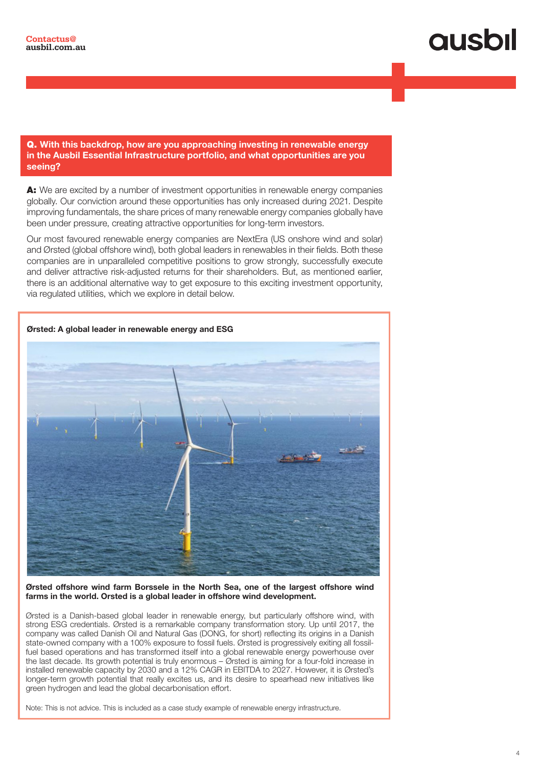**Q. With this backdrop, how are you approaching investing in renewable energy in the Ausbil Essential Infrastructure portfolio, and what opportunities are you seeing?**

**A:** We are excited by a number of investment opportunities in renewable energy companies globally. Our conviction around these opportunities has only increased during 2021. Despite improving fundamentals, the share prices of many renewable energy companies globally have been under pressure, creating attractive opportunities for long-term investors.

Our most favoured renewable energy companies are NextEra (US onshore wind and solar) and Ørsted (global offshore wind), both global leaders in renewables in their fields. Both these companies are in unparalleled competitive positions to grow strongly, successfully execute and deliver attractive risk-adjusted returns for their shareholders. But, as mentioned earlier, there is an additional alternative way to get exposure to this exciting investment opportunity, via regulated utilities, which we explore in detail below.

**Ørsted: A global leader in renewable energy and ESG**

**Ørsted offshore wind farm Borssele in the North Sea, one of the largest offshore wind farms in the world. Orsted is a global leader in offshore wind development.**

Ørsted is a Danish-based global leader in renewable energy, but particularly offshore wind, with strong ESG credentials. Ørsted is a remarkable company transformation story. Up until 2017, the company was called Danish Oil and Natural Gas (DONG, for short) reflecting its origins in a Danish state-owned company with a 100% exposure to fossil fuels. Ørsted is progressively exiting all fossil-fuel based operations and has transformed itself into a global renewable energy powerhouse over the last decade. Its growth potential is truly enormous – Ørsted is aiming for a four-fold increase in installed renewable capacity by 2030 and a 12% CAGR in EBITDA to 2027. However, it is Ørsted's longer-term growth potential that really excites us, and its desire to spearhead new initiatives like green hydrogen and lead the global decarbonisation effort.

Note: This is not advice. This is included as a case study example of renewable energy infrastructure.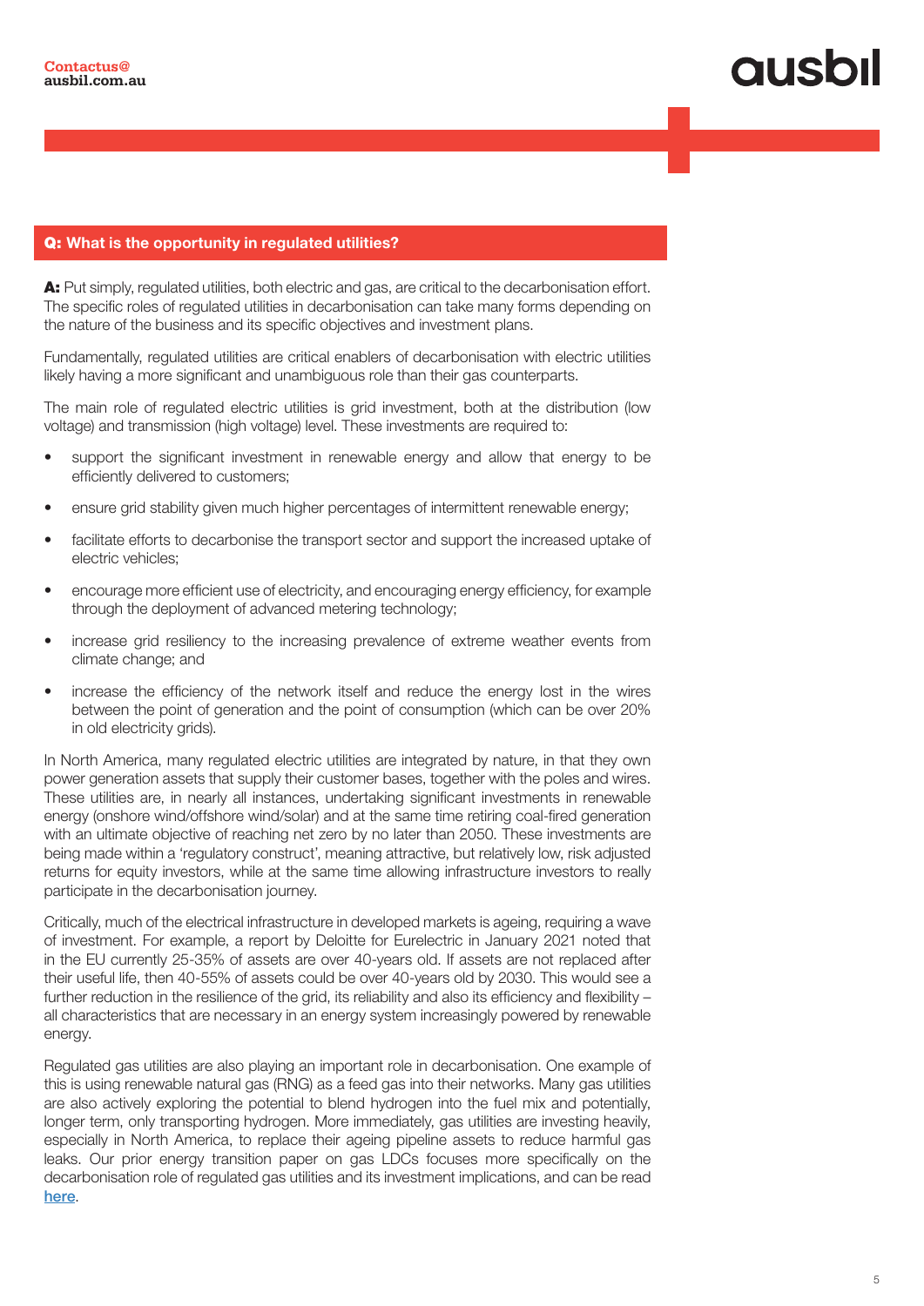## Q: What is the opportunity in regulated utilities?

**A:** Put simply, regulated utilities, both electric and gas, are critical to the decarbonisation effort. The specific roles of regulated utilities in decarbonisation can take many forms depending on the nature of the business and its specific objectives and investment plans.

Fundamentally, regulated utilities are critical enablers of decarbonisation with electric utilities likely having a more significant and unambiguous role than their gas counterparts.

The main role of regulated electric utilities is grid investment, both at the distribution (low voltage) and transmission (high voltage) level. These investments are required to:

- support the significant investment in renewable energy and allow that energy to be efficiently delivered to customers;
- ensure grid stability given much higher percentages of intermittent renewable energy;
- facilitate efforts to decarbonise the transport sector and support the increased uptake of electric vehicles;
- encourage more efficient use of electricity, and encouraging energy efficiency, for example through the deployment of advanced metering technology;
- increase grid resiliency to the increasing prevalence of extreme weather events from climate change; and
- increase the efficiency of the network itself and reduce the energy lost in the wires between the point of generation and the point of consumption (which can be over 20% in old electricity grids).

In North America, many regulated electric utilities are integrated by nature, in that they own power generation assets that supply their customer bases, together with the poles and wires. These utilities are, in nearly all instances, undertaking significant investments in renewable energy (onshore wind/offshore wind/solar) and at the same time retiring coal-fired generation with an ultimate objective of reaching net zero by no later than 2050. These investments are being made within a 'regulatory construct', meaning attractive, but relatively low, risk adjusted returns for equity investors, while at the same time allowing infrastructure investors to really participate in the decarbonisation journey.

Critically, much of the electrical infrastructure in developed markets is ageing, requiring a wave of investment. For example, a report by Deloitte for Eurelectric in January 2021 noted that in the EU currently 25-35% of assets are over 40-years old. If assets are not replaced after their useful life, then 40-55% of assets could be over 40-years old by 2030. This would see a further reduction in the resilience of the grid, its reliability and also its efficiency and flexibility – all characteristics that are necessary in an energy system increasingly powered by renewable energy.

Regulated gas utilities are also playing an important role in decarbonisation. One example of this is using renewable natural gas (RNG) as a feed gas into their networks. Many gas utilities are also actively exploring the potential to blend hydrogen into the fuel mix and potentially, longer term, only transporting hydrogen. More immediately, gas utilities are investing heavily, especially in North America, to replace their ageing pipeline assets to reduce harmful gas leaks. Our prior energy transition paper on gas LDCs focuses more specifically on the decarbonisation role of regulated gas utilities and its investment implications, and can be read here.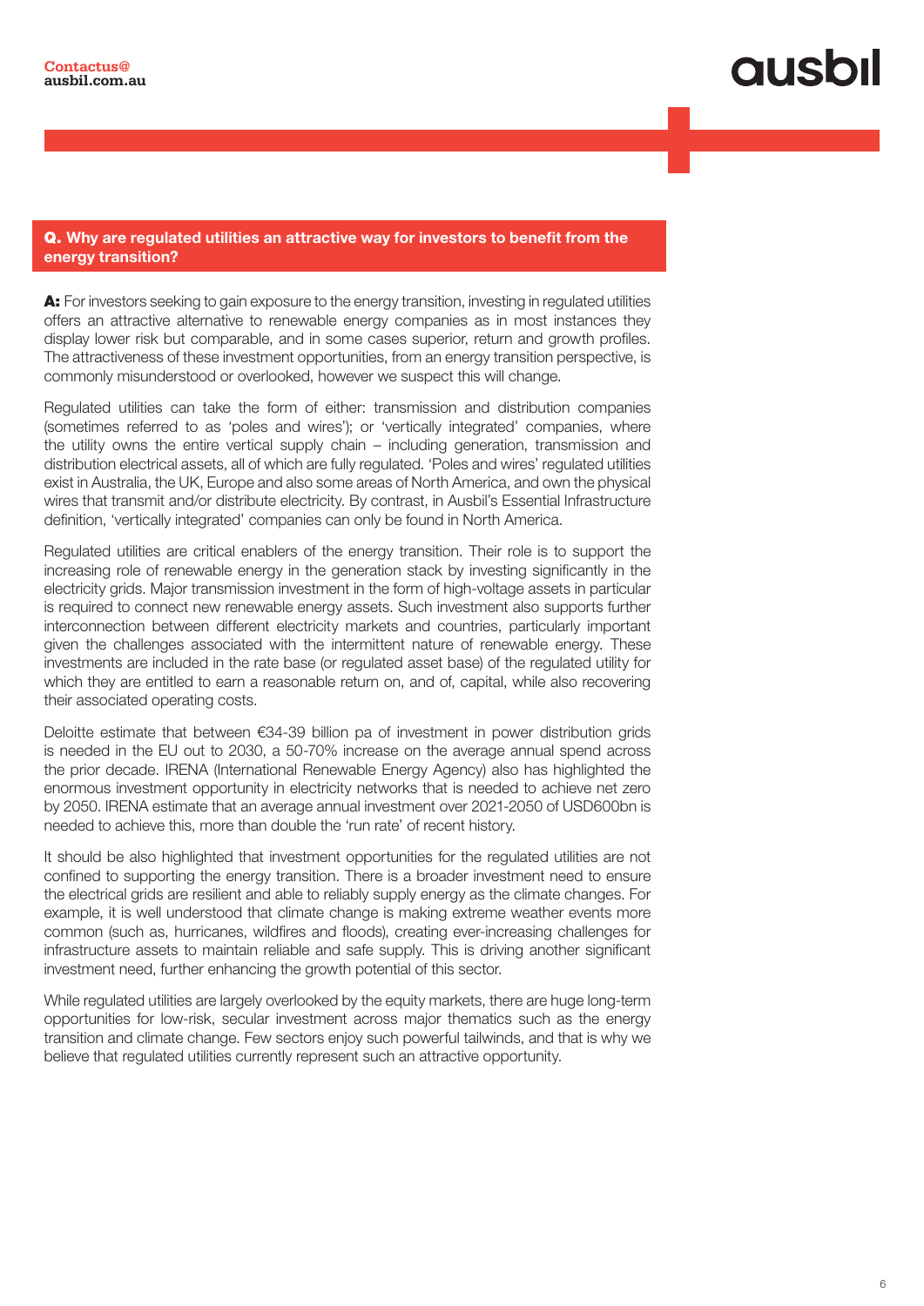**Q. Why are regulated utilities an attractive way for investors to benefit from the energy transition?**

**A:** For investors seeking to gain exposure to the energy transition, investing in regulated utilities offers an attractive alternative to renewable energy companies as in most instances they display lower risk but comparable, and in some cases superior, return and growth profiles. The attractiveness of these investment opportunities, from an energy transition perspective, is commonly misunderstood or overlooked, however we suspect this will change.

Regulated utilities can take the form of either: transmission and distribution companies (sometimes referred to as 'poles and wires'); or 'vertically integrated' companies, where the utility owns the entire vertical supply chain – including generation, transmission and distribution electrical assets, all of which are fully regulated. 'Poles and wires' regulated utilities exist in Australia, the UK, Europe and also some areas of North America, and own the physical wires that transmit and/or distribute electricity. By contrast, in Ausbil's Essential Infrastructure definition, 'vertically integrated' companies can only be found in North America.

Regulated utilities are critical enablers of the energy transition. Their role is to support the increasing role of renewable energy in the generation stack by investing significantly in the electricity grids. Major transmission investment in the form of high-voltage assets in particular is required to connect new renewable energy assets. Such investment also supports further interconnection between different electricity markets and countries, particularly important given the challenges associated with the intermittent nature of renewable energy. These investments are included in the rate base (or regulated asset base) of the regulated utility for which they are entitled to earn a reasonable return on, and of, capital, while also recovering their associated operating costs.

Deloitte estimate that between €34-39 billion pa of investment in power distribution grids is needed in the EU out to 2030, a 50-70% increase on the average annual spend across the prior decade. IRENA (International Renewable Energy Agency) also has highlighted the enormous investment opportunity in electricity networks that is needed to achieve net zero by 2050. IRENA estimate that an average annual investment over 2021-2050 of USD600bn is needed to achieve this, more than double the 'run rate' of recent history.

It should be also highlighted that investment opportunities for the regulated utilities are not confined to supporting the energy transition. There is a broader investment need to ensure the electrical grids are resilient and able to reliably supply energy as the climate changes. For example, it is well understood that climate change is making extreme weather events more common (such as, hurricanes, wildfires and floods), creating ever-increasing challenges for infrastructure assets to maintain reliable and safe supply. This is driving another significant investment need, further enhancing the growth potential of this sector.

While regulated utilities are largely overlooked by the equity markets, there are huge long-term opportunities for low-risk, secular investment across major thematics such as the energy transition and climate change. Few sectors enjoy such powerful tailwinds, and that is why we believe that regulated utilities currently represent such an attractive opportunity.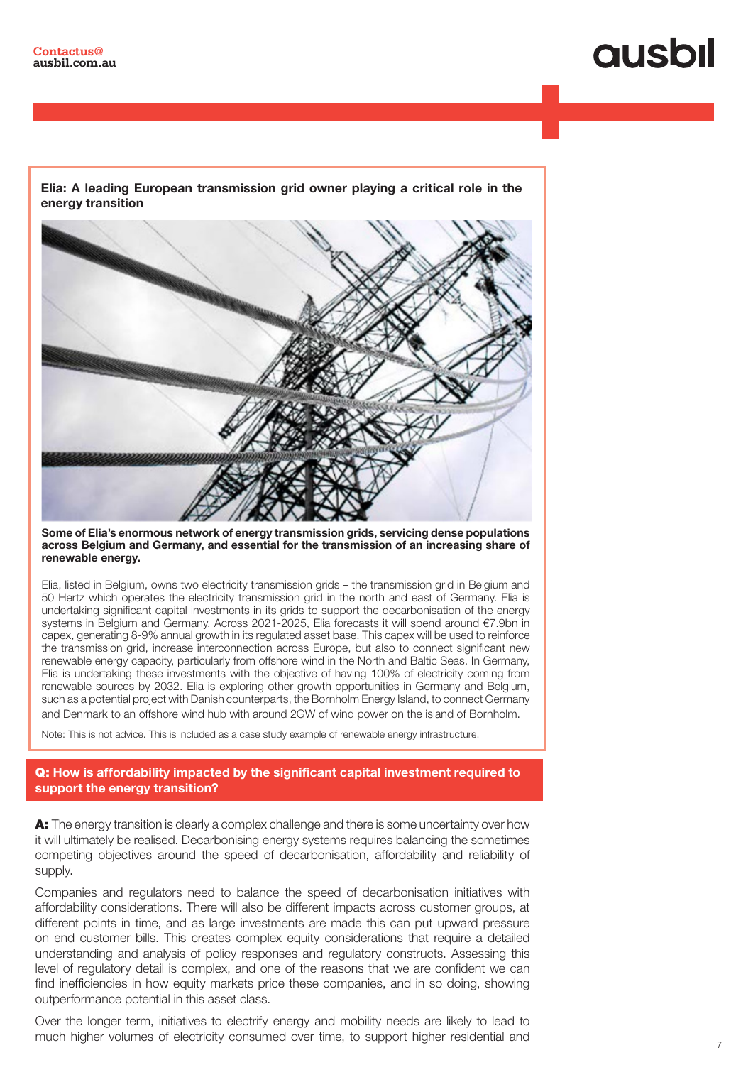**Elia: A leading European transmission grid owner playing a critical role in the energy transition**

**Some of Elia's enormous network of energy transmission grids, servicing dense populations across Belgium and Germany, and essential for the transmission of an increasing share of renewable energy.**

Elia, listed in Belgium, owns two electricity transmission grids – the transmission grid in Belgium and 50 Hertz which operates the electricity transmission grid in the north and east of Germany. Elia is undertaking significant capital investments in its grids to support the decarbonisation of the energy systems in Belgium and Germany. Across 2021-2025, Elia forecasts it will spend around €7.9bn in capex, generating 8-9% annual growth in its regulated asset base. This capex will be used to reinforce the transmission grid, increase interconnection across Europe, but also to connect significant new renewable energy capacity, particularly from offshore wind in the North and Baltic Seas. In Germany, Elia is undertaking these investments with the objective of having 100% of electricity coming from renewable sources by 2032. Elia is exploring other growth opportunities in Germany and Belgium, such as a potential project with Danish counterparts, the Bornholm Energy Island, to connect Germany and Denmark to an offshore wind hub with around 2GW of wind power on the island of Bornholm.

Note: This is not advice. This is included as a case study example of renewable energy infrastructure.

**Q: How is affordability impacted by the significant capital investment required to support the energy transition?**

**A:** The energy transition is clearly a complex challenge and there is some uncertainty over how it will ultimately be realised. Decarbonising energy systems requires balancing the sometimes competing objectives around the speed of decarbonisation, affordability and reliability of supply.

Companies and regulators need to balance the speed of decarbonisation initiatives with affordability considerations. There will also be different impacts across customer groups, at different points in time, and as large investments are made this can put upward pressure on end customer bills. This creates complex equity considerations that require a detailed understanding and analysis of policy responses and regulatory constructs. Assessing this level of regulatory detail is complex, and one of the reasons that we are confident we can find inefficiencies in how equity markets price these companies, and in so doing, showing outperformance potential in this asset class.

Over the longer term, initiatives to electrify energy and mobility needs are likely to lead to much higher volumes of electricity consumed over time, to support higher residential and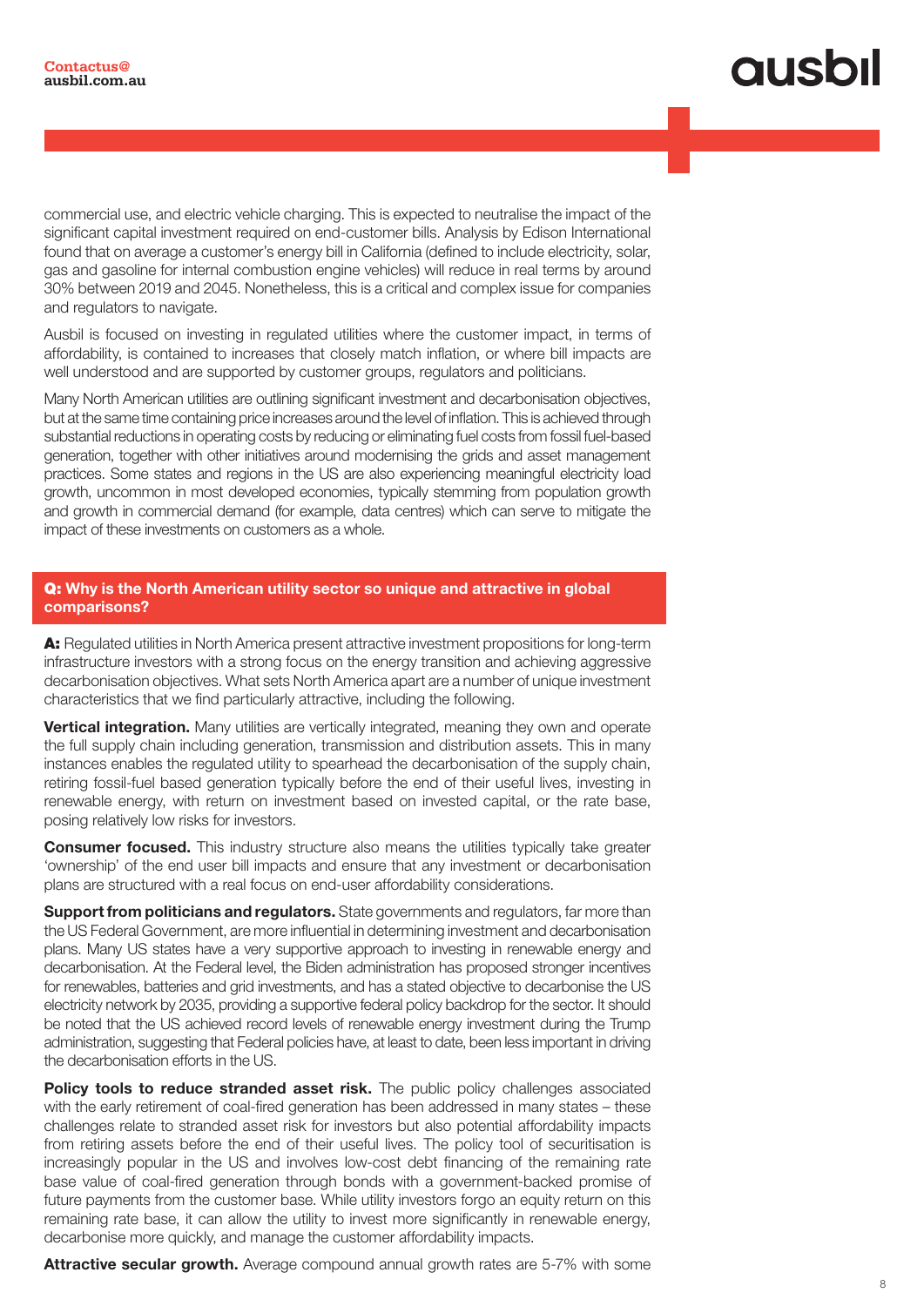commercial use, and electric vehicle charging. This is expected to neutralise the impact of the significant capital investment required on end-customer bills. Analysis by Edison International found that on average a customer's energy bill in California (defined to include electricity, solar, gas and gasoline for internal combustion engine vehicles) will reduce in real terms by around 30% between 2019 and 2045. Nonetheless, this is a critical and complex issue for companies and regulators to navigate.

Ausbil is focused on investing in regulated utilities where the customer impact, in terms of affordability, is contained to increases that closely match inflation, or where bill impacts are well understood and are supported by customer groups, regulators and politicians.

Many North American utilities are outlining significant investment and decarbonisation objectives, but at the same time containing price increases around the level of inflation. This is achieved through substantial reductions in operating costs by reducing or eliminating fuel costs from fossil fuel-based generation, together with other initiatives around modernising the grids and asset management practices. Some states and regions in the US are also experiencing meaningful electricity load growth, uncommon in most developed economies, typically stemming from population growth and growth in commercial demand (for example, data centres) which can serve to mitigate the impact of these investments on customers as a whole.

**Q: Why is the North American utility sector so unique and attractive in global comparisons?**

**A:** Regulated utilities in North America present attractive investment propositions for long-term infrastructure investors with a strong focus on the energy transition and achieving aggressive decarbonisation objectives. What sets North America apart are a number of unique investment characteristics that we find particularly attractive, including the following.

**Vertical integration.** Many utilities are vertically integrated, meaning they own and operate the full supply chain including generation, transmission and distribution assets. This in many instances enables the regulated utility to spearhead the decarbonisation of the supply chain, retiring fossil-fuel based generation typically before the end of their useful lives, investing in renewable energy, with return on investment based on invested capital, or the rate base, posing relatively low risks for investors.

**Consumer focused.** This industry structure also means the utilities typically take greater 'ownership' of the end user bill impacts and ensure that any investment or decarbonisation plans are structured with a real focus on end-user affordability considerations.

**Support from politicians and regulators.** State governments and regulators, far more than the US Federal Government, are more influential in determining investment and decarbonisation plans. Many US states have a very supportive approach to investing in renewable energy and decarbonisation. At the Federal level, the Biden administration has proposed stronger incentives for renewables, batteries and grid investments, and has a stated objective to decarbonise the US electricity network by 2035, providing a supportive federal policy backdrop for the sector. It should be noted that the US achieved record levels of renewable energy investment during the Trump administration, suggesting that Federal policies have, at least to date, been less important in driving the decarbonisation efforts in the US.

**Policy tools to reduce stranded asset risk.** The public policy challenges associated with the early retirement of coal-fired generation has been addressed in many states – these challenges relate to stranded asset risk for investors but also potential affordability impacts from retiring assets before the end of their useful lives. The policy tool of securitisation is increasingly popular in the US and involves low-cost debt financing of the remaining rate base value of coal-fired generation through bonds with a government-backed promise of future payments from the customer base. While utility investors forgo an equity return on this remaining rate base, it can allow the utility to invest more significantly in renewable energy, decarbonise more quickly, and manage the customer affordability impacts.

**Attractive secular growth.** Average compound annual growth rates are 5-7% with some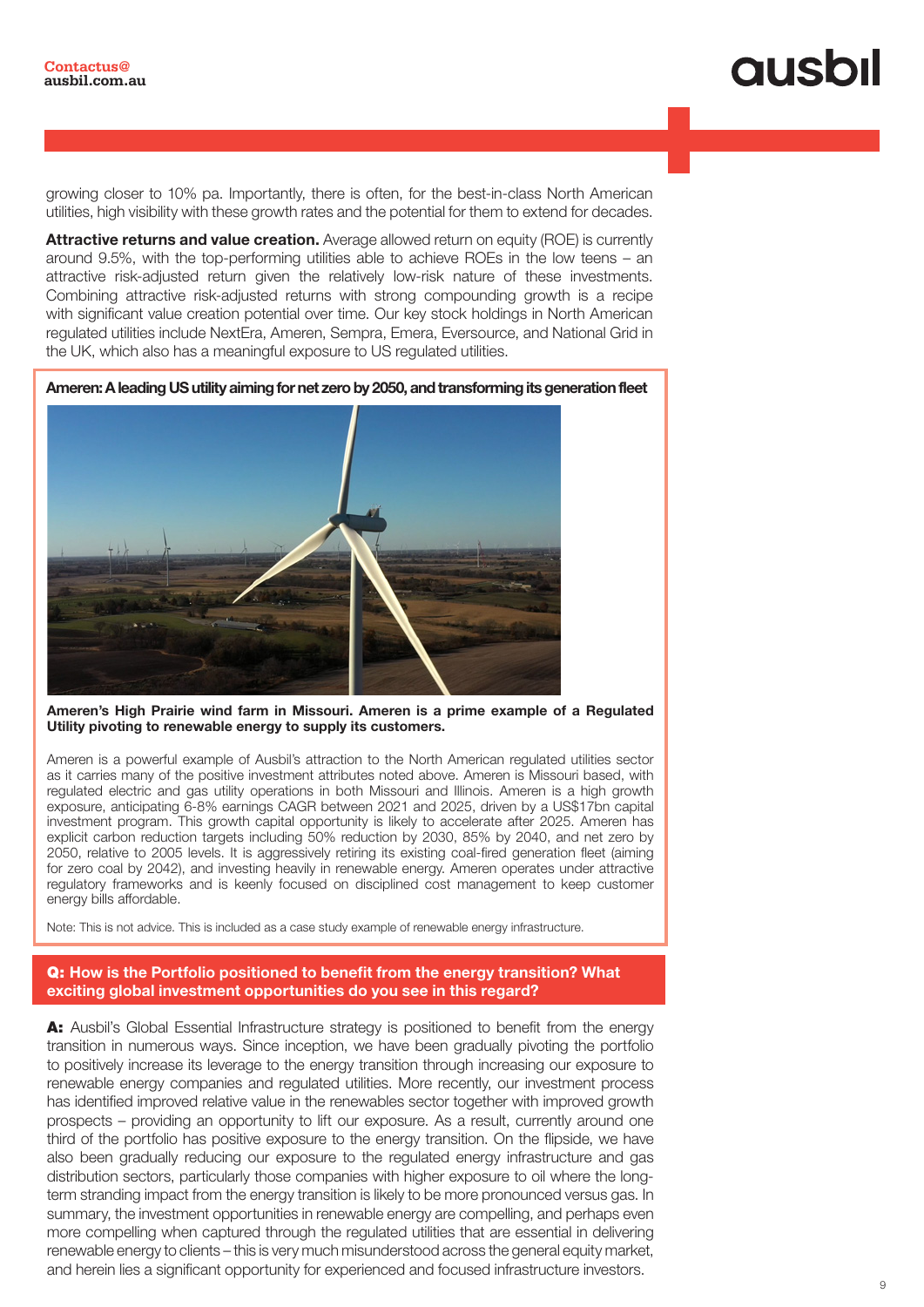growing closer to 10% pa. Importantly, there is often, for the best-in-class North American utilities, high visibility with these growth rates and the potential for them to extend for decades.

**Attractive returns and value creation.** Average allowed return on equity (ROE) is currently around 9.5%, with the top-performing utilities able to achieve ROEs in the low teens – an attractive risk-adjusted return given the relatively low-risk nature of these investments. Combining attractive risk-adjusted returns with strong compounding growth is a recipe with significant value creation potential over time. Our key stock holdings in North American regulated utilities include NextEra, Ameren, Sempra, Emera, Eversource, and National Grid in the UK, which also has a meaningful exposure to US regulated utilities.

**Ameren: A leading US utility aiming for net zero by 2050, and transforming its generation fleet**

**Ameren's High Prairie wind farm in Missouri. Ameren is a prime example of a Regulated Utility pivoting to renewable energy to supply its customers.**

Ameren is a powerful example of Ausbil's attraction to the North American regulated utilities sector as it carries many of the positive investment attributes noted above. Ameren is Missouri based, with regulated electric and gas utility operations in both Missouri and Illinois. Ameren is a high growth exposure, anticipating 6-8% earnings CAGR between 2021 and 2025, driven by a US$17bn capital investment program. This growth capital opportunity is likely to accelerate after 2025. Ameren has explicit carbon reduction targets including 50% reduction by 2030, 85% by 2040, and net zero by 2050, relative to 2005 levels. It is aggressively retiring its existing coal-fired generation fleet (aiming for zero coal by 2042), and investing heavily in renewable energy. Ameren operates under attractive regulatory frameworks and is keenly focused on disciplined cost management to keep customer energy bills affordable.

Note: This is not advice. This is included as a case study example of renewable energy infrastructure.

**Q: How is the Portfolio positioned to benefit from the energy transition? What exciting global investment opportunities do you see in this regard?**

**A:** Ausbil's Global Essential Infrastructure strategy is positioned to benefit from the energy transition in numerous ways. Since inception, we have been gradually pivoting the portfolio to positively increase its leverage to the energy transition through increasing our exposure to renewable energy companies and regulated utilities. More recently, our investment process has identified improved relative value in the renewables sector together with improved growth prospects – providing an opportunity to lift our exposure. As a result, currently around one third of the portfolio has positive exposure to the energy transition. On the flipside, we have also been gradually reducing our exposure to the regulated energy infrastructure and gas distribution sectors, particularly those companies with higher exposure to oil where the long-term stranding impact from the energy transition is likely to be more pronounced versus gas. In summary, the investment opportunities in renewable energy are compelling, and perhaps even more compelling when captured through the regulated utilities that are essential in delivering renewable energy to clients – this is very much misunderstood across the general equity market, and herein lies a significant opportunity for experienced and focused infrastructure investors.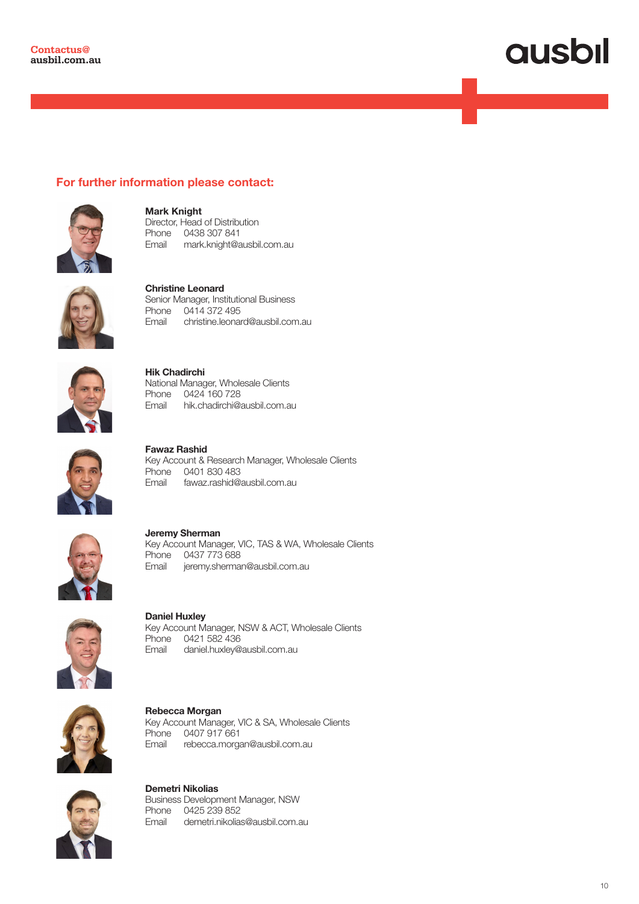**Contactus@**
**ausbil.com.au**

ausbil

## For further information please contact:

**Mark Knight**
Director, Head of Distribution
Phone 0438 307 841
Email mark.knight@ausbil.com.au

**Christine Leonard**
Senior Manager, Institutional Business
Phone 0414 372 495
Email christine.leonard@ausbil.com.au

**Hik Chadirchi**
National Manager, Wholesale Clients
Phone 0424 160 728
Email hik.chadirchi@ausbil.com.au

**Fawaz Rashid**
Key Account & Research Manager, Wholesale Clients
Phone 0401 830 483
Email fawaz.rashid@ausbil.com.au

**Jeremy Sherman**
Key Account Manager, VIC, TAS & WA, Wholesale Clients
Phone 0437 773 688
Email jeremy.sherman@ausbil.com.au

**Daniel Huxley**
Key Account Manager, NSW & ACT, Wholesale Clients
Phone 0421 582 436
Email daniel.huxley@ausbil.com.au

**Rebecca Morgan**
Key Account Manager, VIC & SA, Wholesale Clients
Phone 0407 917 661
Email rebecca.morgan@ausbil.com.au

**Demetri Nikolias**
Business Development Manager, NSW
Phone 0425 239 852
Email demetri.nikolias@ausbil.com.au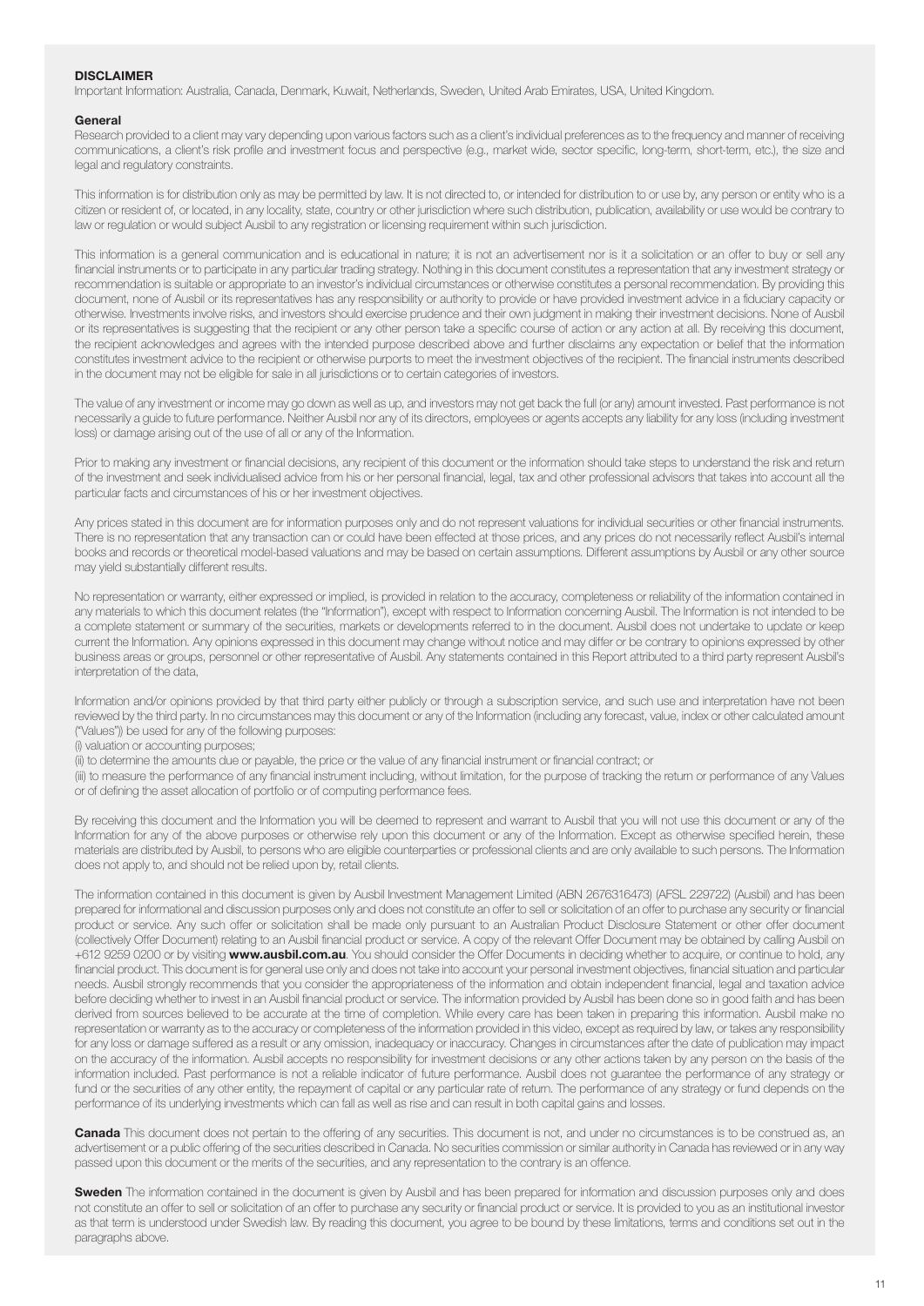## DISCLAIMER

Important Information: Australia, Canada, Denmark, Kuwait, Netherlands, Sweden, United Arab Emirates, USA, United Kingdom.

### General

Research provided to a client may vary depending upon various factors such as a client's individual preferences as to the frequency and manner of receiving communications, a client's risk profile and investment focus and perspective (e.g., market wide, sector specific, long-term, short-term, etc.), the size and legal and regulatory constraints.

This information is for distribution only as may be permitted by law. It is not directed to, or intended for distribution to or use by, any person or entity who is a citizen or resident of, or located, in any locality, state, country or other jurisdiction where such distribution, publication, availability or use would be contrary to law or regulation or would subject Ausbil to any registration or licensing requirement within such jurisdiction.

This information is a general communication and is educational in nature; it is not an advertisement nor is it a solicitation or an offer to buy or sell any financial instruments or to participate in any particular trading strategy. Nothing in this document constitutes a representation that any investment strategy or recommendation is suitable or appropriate to an investor's individual circumstances or otherwise constitutes a personal recommendation. By providing this document, none of Ausbil or its representatives has any responsibility or authority to provide or have provided investment advice in a fiduciary capacity or otherwise. Investments involve risks, and investors should exercise prudence and their own judgment in making their investment decisions. None of Ausbil or its representatives is suggesting that the recipient or any other person take a specific course of action or any action at all. By receiving this document, the recipient acknowledges and agrees with the intended purpose described above and further disclaims any expectation or belief that the information constitutes investment advice to the recipient or otherwise purports to meet the investment objectives of the recipient. The financial instruments described in the document may not be eligible for sale in all jurisdictions or to certain categories of investors.

The value of any investment or income may go down as well as up, and investors may not get back the full (or any) amount invested. Past performance is not necessarily a guide to future performance. Neither Ausbil nor any of its directors, employees or agents accepts any liability for any loss (including investment loss) or damage arising out of the use of all or any of the Information.

Prior to making any investment or financial decisions, any recipient of this document or the information should take steps to understand the risk and return of the investment and seek individualised advice from his or her personal financial, legal, tax and other professional advisors that takes into account all the particular facts and circumstances of his or her investment objectives.

Any prices stated in this document are for information purposes only and do not represent valuations for individual securities or other financial instruments. There is no representation that any transaction can or could have been effected at those prices, and any prices do not necessarily reflect Ausbil's internal books and records or theoretical model-based valuations and may be based on certain assumptions. Different assumptions by Ausbil or any other source may yield substantially different results.

No representation or warranty, either expressed or implied, is provided in relation to the accuracy, completeness or reliability of the information contained in any materials to which this document relates (the "Information"), except with respect to Information concerning Ausbil. The Information is not intended to be a complete statement or summary of the securities, markets or developments referred to in the document. Ausbil does not undertake to update or keep current the Information. Any opinions expressed in this document may change without notice and may differ or be contrary to opinions expressed by other business areas or groups, personnel or other representative of Ausbil. Any statements contained in this Report attributed to a third party represent Ausbil's interpretation of the data,

Information and/or opinions provided by that third party either publicly or through a subscription service, and such use and interpretation have not been reviewed by the third party. In no circumstances may this document or any of the Information (including any forecast, value, index or other calculated amount ("Values")) be used for any of the following purposes:

(i) valuation or accounting purposes;

(ii) to determine the amounts due or payable, the price or the value of any financial instrument or financial contract; or

(iii) to measure the performance of any financial instrument including, without limitation, for the purpose of tracking the return or performance of any Values or of defining the asset allocation of portfolio or of computing performance fees.

By receiving this document and the Information you will be deemed to represent and warrant to Ausbil that you will not use this document or any of the Information for any of the above purposes or otherwise rely upon this document or any of the Information. Except as otherwise specified herein, these materials are distributed by Ausbil, to persons who are eligible counterparties or professional clients and are only available to such persons. The Information does not apply to, and should not be relied upon by, retail clients.

The information contained in this document is given by Ausbil Investment Management Limited (ABN 2676316473) (AFSL 229722) (Ausbil) and has been prepared for informational and discussion purposes only and does not constitute an offer to sell or solicitation of an offer to purchase any security or financial product or service. Any such offer or solicitation shall be made only pursuant to an Australian Product Disclosure Statement or other offer document (collectively Offer Document) relating to an Ausbil financial product or service. A copy of the relevant Offer Document may be obtained by calling Ausbil on +612 9259 0200 or by visiting **www.ausbil.com.au**. You should consider the Offer Documents in deciding whether to acquire, or continue to hold, any financial product. This document is for general use only and does not take into account your personal investment objectives, financial situation and particular needs. Ausbil strongly recommends that you consider the appropriateness of the information and obtain independent financial, legal and taxation advice before deciding whether to invest in an Ausbil financial product or service. The information provided by Ausbil has been done so in good faith and has been derived from sources believed to be accurate at the time of completion. While every care has been taken in preparing this information. Ausbil make no representation or warranty as to the accuracy or completeness of the information provided in this video, except as required by law, or takes any responsibility for any loss or damage suffered as a result or any omission, inadequacy or inaccuracy. Changes in circumstances after the date of publication may impact on the accuracy of the information. Ausbil accepts no responsibility for investment decisions or any other actions taken by any person on the basis of the information included. Past performance is not a reliable indicator of future performance. Ausbil does not guarantee the performance of any strategy or fund or the securities of any other entity, the repayment of capital or any particular rate of return. The performance of any strategy or fund depends on the performance of its underlying investments which can fall as well as rise and can result in both capital gains and losses.

**Canada** This document does not pertain to the offering of any securities. This document is not, and under no circumstances is to be construed as, an advertisement or a public offering of the securities described in Canada. No securities commission or similar authority in Canada has reviewed or in any way passed upon this document or the merits of the securities, and any representation to the contrary is an offence.

**Sweden** The information contained in the document is given by Ausbil and has been prepared for information and discussion purposes only and does not constitute an offer to sell or solicitation of an offer to purchase any security or financial product or service. It is provided to you as an institutional investor as that term is understood under Swedish law. By reading this document, you agree to be bound by these limitations, terms and conditions set out in the paragraphs above.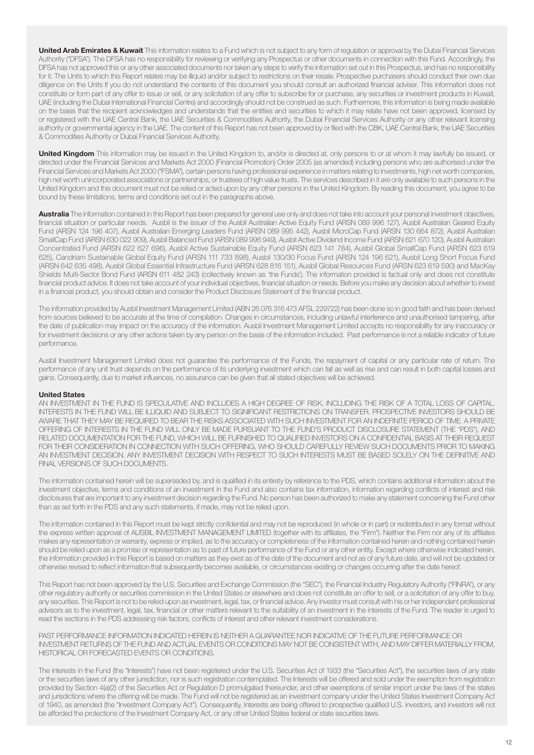**United Arab Emirates & Kuwait** This information relates to a Fund which is not subject to any form of regulation or approval by the Dubai Financial Services Authority ("DFSA"). The DFSA has no responsibility for reviewing or verifying any Prospectus or other documents in connection with this Fund. Accordingly, the DFSA has not approved this or any other associated documents nor taken any steps to verify the information set out in this Prospectus, and has no responsibility for it. The Units to which this Report relates may be illiquid and/or subject to restrictions on their resale. Prospective purchasers should conduct their own due diligence on the Units If you do not understand the contents of this document you should consult an authorized financial adviser. This information does not constitute or form part of any offer to issue or sell, or any solicitation of any offer to subscribe for or purchase, any securities or investment products in Kuwait, UAE (including the Dubai International Financial Centre) and accordingly should not be construed as such. Furthermore, this information is being made available on the basis that the recipient acknowledges and understands that the entities and securities to which it may relate have not been approved, licensed by or registered with the UAE Central Bank, the UAE Securities & Commodities Authority, the Dubai Financial Services Authority or any other relevant licensing authority or governmental agency in the UAE. The content of this Report has not been approved by or filed with the CBK, UAE Central Bank, the UAE Securities & Commodities Authority or Dubai Financial Services Authority.

**United Kingdom** This information may be issued in the United Kingdom to, and/or is directed at, only persons to or at whom it may lawfully be issued, or directed under the Financial Services and Markets Act 2000 (Financial Promotion) Order 2005 (as amended) including persons who are authorised under the Financial Services and Markets Act 2000 ("FSMA"), certain persons having professional experience in matters relating to investments, high net worth companies, high net worth unincorporated associations or partnerships, or trustees of high value trusts. The services described in it are only available to such persons in the United Kingdom and this document must not be relied or acted upon by any other persons in the United Kingdom. By reading this document, you agree to be bound by these limitations, terms and conditions set out in the paragraphs above.

**Australia** The information contained in this Report has been prepared for general use only and does not take into account your personal investment objectives, financial situation or particular needs. Ausbil is the issuer of the Ausbil Australian Active Equity Fund (ARSN 089 996 127), Ausbil Australian Geared Equity Fund (ARSN 124 196 407), Ausbil Australian Emerging Leaders Fund (ARSN 089 995 442), Ausbil MicroCap Fund (ARSN 130 664 872), Ausbil Australian SmallCap Fund (ARSN 630 022 909), Ausbil Balanced Fund (ARSN 089 996 949), Ausbil Active Dividend Income Fund (ARSN 621 670 120), Ausbil Australian Concentrated Fund (ARSN 622 627 696), Ausbil Active Sustainable Equity Fund (ARSN 623 141 784), Ausbil Global SmallCap Fund (ARSN 623 619 625), Candriam Sustainable Global Equity Fund (ARSN 111 733 898), Ausbil 130/30 Focus Fund (ARSN 124 196 621), Ausbil Long Short Focus Fund (ARSN 642 635 498), Ausbil Global Essential Infrastructure Fund (ARSN 628 816 151), Ausbil Global Resources Fund (ARSN 623 619 590) and MacKay Shields Multi-Sector Bond Fund (ARSN 611 482 243) (collectively known as 'the Funds'). The information provided is factual only and does not constitute financial product advice. It does not take account of your individual objectives, financial situation or needs. Before you make any decision about whether to invest in a financial product, you should obtain and consider the Product Disclosure Statement of the financial product.

The information provided by Ausbil Investment Management Limited (ABN 26 076 316 473 AFSL 229722) has been done so in good faith and has been derived from sources believed to be accurate at the time of compilation. Changes in circumstances, including unlawful interference and unauthorised tampering, after the date of publication may impact on the accuracy of the information. Ausbil Investment Management Limited accepts no responsibility for any inaccuracy or for investment decisions or any other actions taken by any person on the basis of the information included. Past performance is not a reliable indicator of future performance.

Ausbil Investment Management Limited does not guarantee the performance of the Funds, the repayment of capital or any particular rate of return. The performance of any unit trust depends on the performance of its underlying investment which can fall as well as rise and can result in both capital losses and gains. Consequently, due to market influences, no assurance can be given that all stated objectives will be achieved.

**United States**

AN INVESTMENT IN THE FUND IS SPECULATIVE AND INCLUDES A HIGH DEGREE OF RISK, INCLUDING THE RISK OF A TOTAL LOSS OF CAPITAL. INTERESTS IN THE FUND WILL BE ILLIQUID AND SUBJECT TO SIGNIFICANT RESTRICTIONS ON TRANSFER. PROSPECTIVE INVESTORS SHOULD BE AWARE THAT THEY MAY BE REQUIRED TO BEAR THE RISKS ASSOCIATED WITH SUCH INVESTMENT FOR AN INDEFINITE PERIOD OF TIME. A PRIVATE OFFERING OF INTERESTS IN THE FUND WILL ONLY BE MADE PURSUANT TO THE FUND'S PRODUCT DISCLOSURE STATEMENT (THE "PDS"), AND RELATED DOCUMENTATION FOR THE FUND, WHICH WILL BE FURNISHED TO QUALIFIED INVESTORS ON A CONFIDENTIAL BASIS AT THEIR REQUEST FOR THEIR CONSIDERATION IN CONNECTION WITH SUCH OFFERING, WHO SHOULD CAREFULLY REVIEW SUCH DOCUMENTS PRIOR TO MAKING AN INVESTMENT DECISION. ANY INVESTMENT DECISION WITH RESPECT TO SUCH INTERESTS MUST BE BASED SOLELY ON THE DEFINITIVE AND FINAL VERSIONS OF SUCH DOCUMENTS.

The information contained herein will be superseded by, and is qualified in its entirety by reference to the PDS, which contains additional information about the investment objective, terms and conditions of an investment in the Fund and also contains tax information, information regarding conflicts of interest and risk disclosures that are important to any investment decision regarding the Fund. No person has been authorized to make any statement concerning the Fund other than as set forth in the PDS and any such statements, if made, may not be relied upon.

The information contained in this Report must be kept strictly confidential and may not be reproduced (in whole or in part) or redistributed in any format without the express written approval of AUSBIL INVESTMENT MANAGEMENT LIMITED (together with its affiliates, the "Firm"). Neither the Firm nor any of its affiliates makes any representation or warranty, express or implied, as to the accuracy or completeness of the information contained herein and nothing contained herein should be relied upon as a promise or representation as to past of future performance of the Fund or any other entity. Except where otherwise indicated herein, the information provided in this Report is based on matters as they exist as of the date of the document and not as of any future date, and will not be updated or otherwise revised to reflect information that subsequently becomes available, or circumstances existing or changes occurring after the date hereof.

This Report has not been approved by the U.S. Securities and Exchange Commission (the "SEC"), the Financial Industry Regulatory Authority ("FINRA"), or any other regulatory authority or securities commission in the United States or elsewhere and does not constitute an offer to sell, or a solicitation of any offer to buy, any securities. This Report is not to be relied upon as investment, legal, tax, or financial advice. Any investor must consult with his or her independent professional advisors as to the investment, legal, tax, financial or other matters relevant to the suitability of an investment in the interests of the Fund. The reader is urged to read the sections in the PDS addressing risk factors, conflicts of interest and other relevant investment considerations.

PAST PERFORMANCE INFORMATION INDICATED HEREIN IS NEITHER A GUARANTEE NOR INDICATIVE OF THE FUTURE PERFORMANCE OR INVESTMENT RETURNS OF THE FUND AND ACTUAL EVENTS OR CONDITIONS MAY NOT BE CONSISTENT WITH, AND MAY DIFFER MATERIALLY FROM, HISTORICAL OR FORECASTED EVENTS OR CONDITIONS.

The interests in the Fund (the "Interests") have not been registered under the U.S. Securities Act of 1933 (the "Securities Act"), the securities laws of any state or the securities laws of any other jurisdiction, nor is such registration contemplated. The Interests will be offered and sold under the exemption from registration provided by Section 4(a)(2) of the Securities Act or Regulation D promulgated thereunder, and other exemptions of similar import under the laws of the states and jurisdictions where the offering will be made. The Fund will not be registered as an investment company under the United States Investment Company Act of 1940, as amended (the "Investment Company Act"). Consequently, Interests are being offered to prospective qualified U.S. investors, and investors will not be afforded the protections of the Investment Company Act, or any other United States federal or state securities laws.